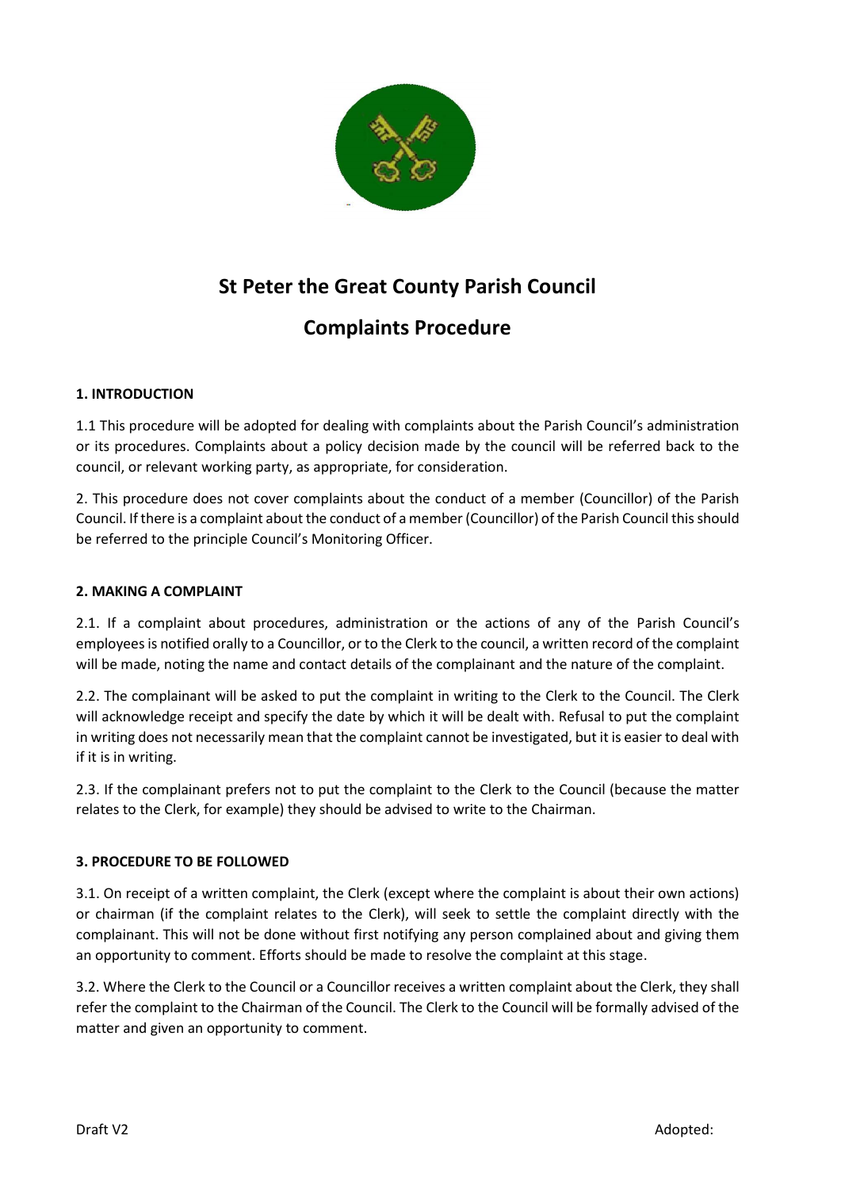# St Peter the Great County Parish Council

## Complaints Procedure

### 1. INTRODUCTION

1.1 This procedure will be adopted for dealing with complaints about the Parish Council's administration or its procedures. Complaints about a policy decision made by the council will be referred back to the council, or relevant working party, as appropriate, for consideration.

2. This procedure does not cover complaints about the conduct of a member (Councillor) of the Parish Council. If there is a complaint about the conduct of a member (Councillor) of the Parish Council this should be referred to the principle Council's Monitoring Officer.

### 2. MAKING A COMPLAINT

2.1. If a complaint about procedures, administration or the actions of any of the Parish Council's employees is notified orally to a Councillor, or to the Clerk to the council, a written record of the complaint will be made, noting the name and contact details of the complainant and the nature of the complaint.

2.2. The complainant will be asked to put the complaint in writing to the Clerk to the Council. The Clerk will acknowledge receipt and specify the date by which it will be dealt with. Refusal to put the complaint in writing does not necessarily mean that the complaint cannot be investigated, but it is easier to deal with if it is in writing.

2.3. If the complainant prefers not to put the complaint to the Clerk to the Council (because the matter relates to the Clerk, for example) they should be advised to write to the Chairman.

### 3. PROCEDURE TO BE FOLLOWED

3.1. On receipt of a written complaint, the Clerk (except where the complaint is about their own actions) or chairman (if the complaint relates to the Clerk), will seek to settle the complaint directly with the complainant. This will not be done without first notifying any person complained about and giving them an opportunity to comment. Efforts should be made to resolve the complaint at this stage.

3.2. Where the Clerk to the Council or a Councillor receives a written complaint about the Clerk, they shall refer the complaint to the Chairman of the Council. The Clerk to the Council will be formally advised of the matter and given an opportunity to comment.

Draft V2 Adopted: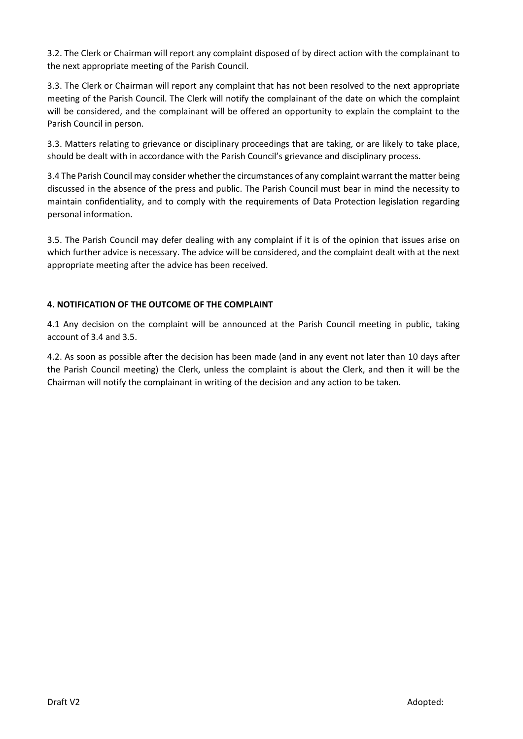3.2. The Clerk or Chairman will report any complaint disposed of by direct action with the complainant to the next appropriate meeting of the Parish Council.

3.3. The Clerk or Chairman will report any complaint that has not been resolved to the next appropriate meeting of the Parish Council. The Clerk will notify the complainant of the date on which the complaint will be considered, and the complainant will be offered an opportunity to explain the complaint to the Parish Council in person.

3.3. Matters relating to grievance or disciplinary proceedings that are taking, or are likely to take place, should be dealt with in accordance with the Parish Council's grievance and disciplinary process.

3.4 The Parish Council may consider whether the circumstances of any complaint warrant the matter being discussed in the absence of the press and public. The Parish Council must bear in mind the necessity to maintain confidentiality, and to comply with the requirements of Data Protection legislation regarding personal information.

3.5. The Parish Council may defer dealing with any complaint if it is of the opinion that issues arise on which further advice is necessary. The advice will be considered, and the complaint dealt with at the next appropriate meeting after the advice has been received.

**4. NOTIFICATION OF THE OUTCOME OF THE COMPLAINT**

4.1 Any decision on the complaint will be announced at the Parish Council meeting in public, taking account of 3.4 and 3.5.

4.2. As soon as possible after the decision has been made (and in any event not later than 10 days after the Parish Council meeting) the Clerk, unless the complaint is about the Clerk, and then it will be the Chairman will notify the complainant in writing of the decision and any action to be taken.

Draft V2 Adopted: